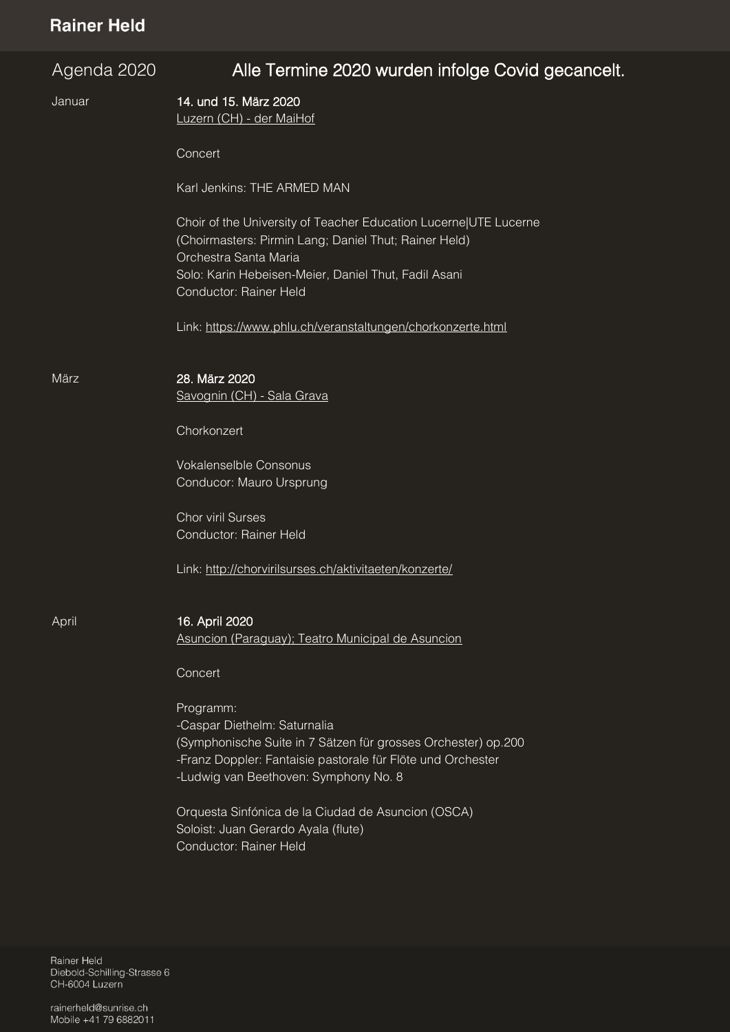# Rainer Held

## Agenda 2020

**Alle Termine 2020 wurden infolge Covid gecancelt.**

### Januar

**14. und 15. März 2020**
Luzern (CH) - der MaiHof

Concert

Karl Jenkins: THE ARMED MAN

Choir of the University of Teacher Education Lucerne|UTE Lucerne
(Choirmasters: Pirmin Lang; Daniel Thut; Rainer Held)
Orchestra Santa Maria
Solo: Karin Hebeisen-Meier, Daniel Thut, Fadil Asani
Conductor: Rainer Held

Link: https://www.phlu.ch/veranstaltungen/chorkonzerte.html

### März

**28. März 2020**
Savognin (CH) - Sala Grava

Chorkonzert

Vokalenselble Consonus
Conducor: Mauro Ursprung

Chor viril Surses
Conductor: Rainer Held

Link: http://chorvirilsurses.ch/aktivitaeten/konzerte/

### April

**16. April 2020**
Asuncion (Paraguay); Teatro Municipal de Asuncion

Concert

Programm:
-Caspar Diethelm: Saturnalia
(Symphonische Suite in 7 Sätzen für grosses Orchester) op.200
-Franz Doppler: Fantaisie pastorale für Flöte und Orchester
-Ludwig van Beethoven: Symphony No. 8

Orquesta Sinfónica de la Ciudad de Asuncion (OSCA)
Soloist: Juan Gerardo Ayala (flute)
Conductor: Rainer Held

Rainer Held
Diebold-Schilling-Strasse 6
CH-6004 Luzern

rainerheld@sunrise.ch
Mobile +41 79 6882011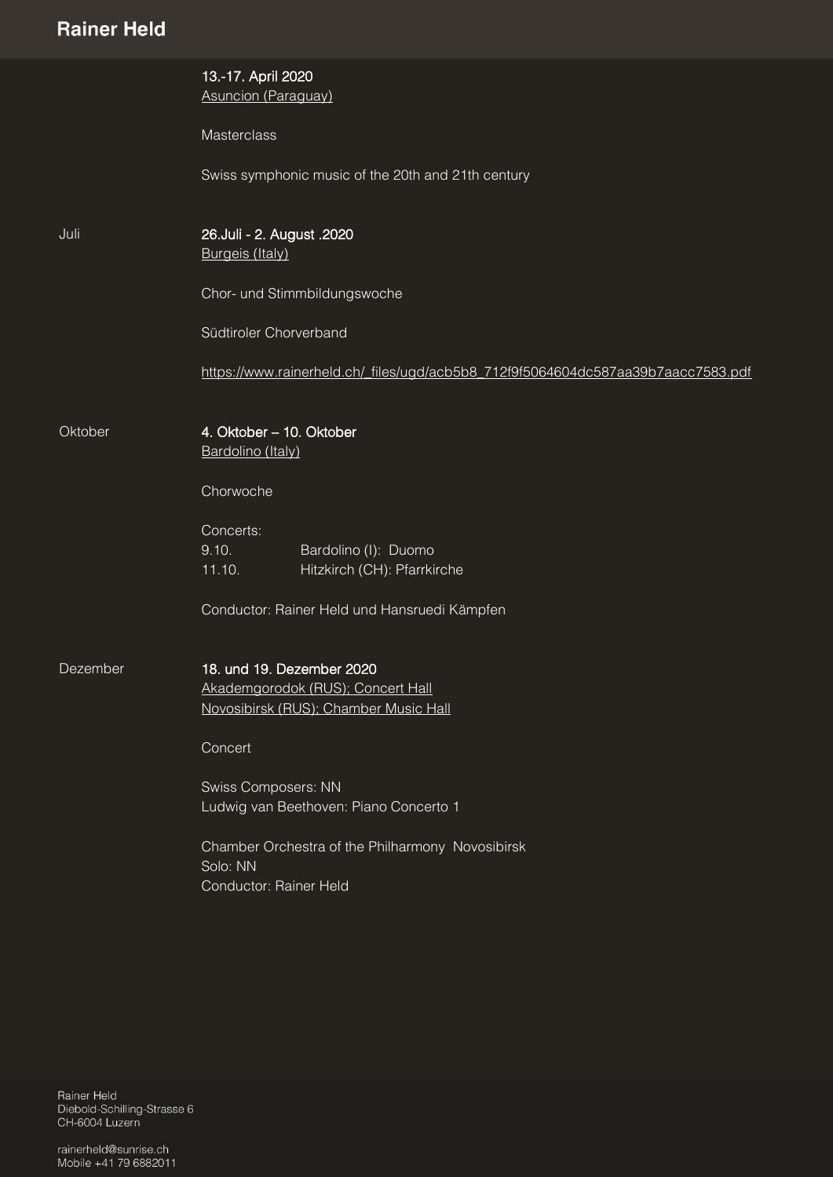**13.-17. April 2020**
Asuncion (Paraguay)

Masterclass

Swiss symphonic music of the 20th and 21th century

Juli

**26.Juli - 2. August .2020**
Burgeis (Italy)

Chor- und Stimmbildungswoche

Südtiroler Chorverband

https://www.rainerheld.ch/_files/ugd/acb5b8_712f9f5064604dc587aa39b7aacc7583.pdf

Oktober

**4. Oktober – 10. Oktober**
Bardolino (Italy)

Chorwoche

Concerts:
9.10. Bardolino (I): Duomo
11.10. Hitzkirch (CH): Pfarrkirche

Conductor: Rainer Held und Hansruedi Kämpfen

Dezember

**18. und 19. Dezember 2020**
Akademgorodok (RUS); Concert Hall
Novosibirsk (RUS); Chamber Music Hall

Concert

Swiss Composers: NN
Ludwig van Beethoven: Piano Concerto 1

Chamber Orchestra of the Philharmony Novosibirsk
Solo: NN
Conductor: Rainer Held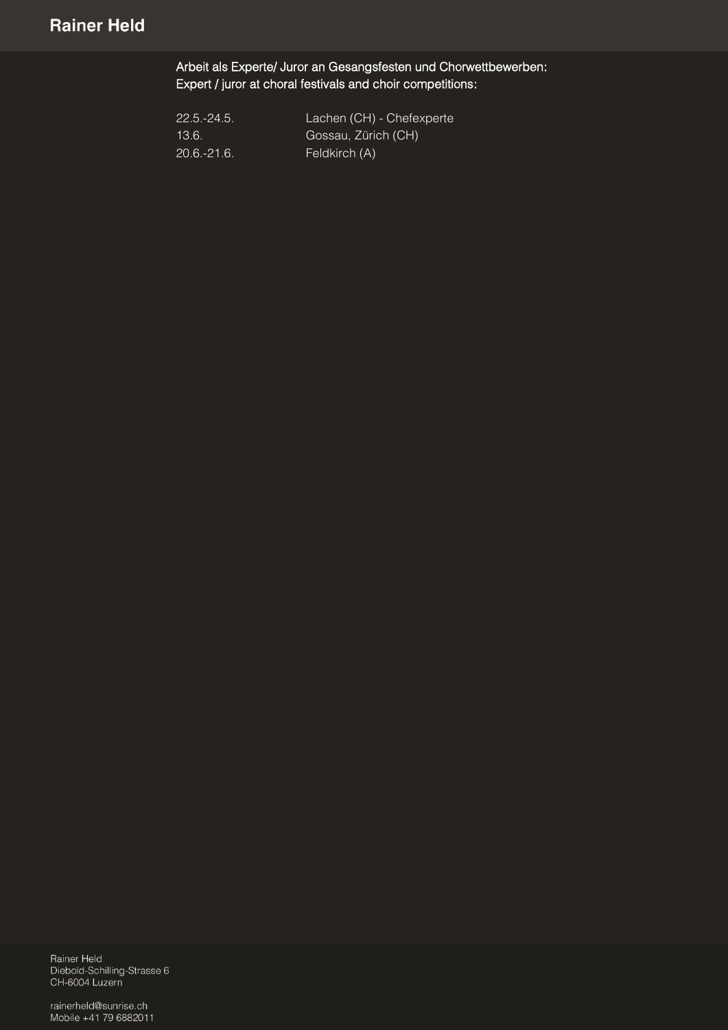Arbeit als Experte/ Juror an Gesangsfesten und Chorwettbewerben:
Expert / juror at choral festivals and choir competitions:

| | |
|---|---|
| 22.5.-24.5. | Lachen (CH) - Chefexperte |
| 13.6. | Gossau, Zürich (CH) |
| 20.6.-21.6. | Feldkirch (A) |

Rainer Held
Diebold-Schilling-Strasse 6
CH-6004 Luzern

rainerheld@sunrise.ch
Mobile +41 79 6882011